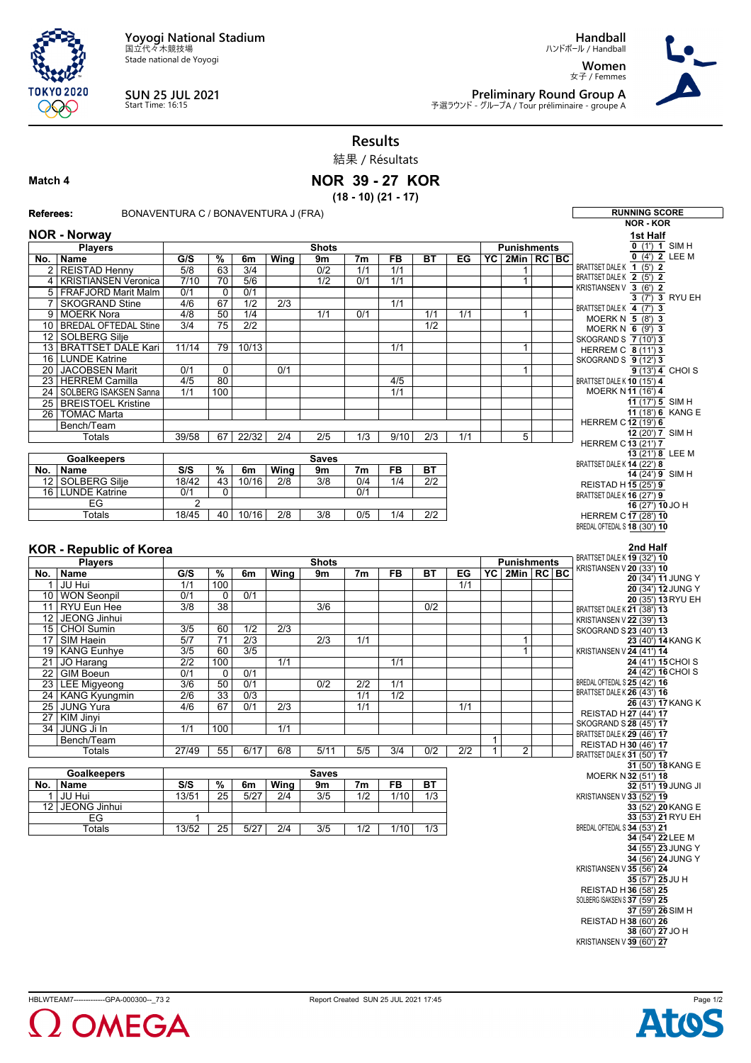Yoyogi National Stadium
国立代々木競技場
Stade national de Yoyogi

SUN 25 JUL 2021
Start Time: 16:15

Handball
ハンドボール / Handball

Women
女子 / Femmes

Preliminary Round Group A
予選ラウンド - グループA / Tour préliminaire - groupe A

# Results
結果 / Résultats

**Match 4**

## NOR 39 - 27 KOR
**(18 - 10) (21 - 17)**

**Referees:** BONAVENTURA C / BONAVENTURA J (FRA)

### NOR - Norway

| No. | Name | G/S | % | 6m | Wing | 9m | 7m | FB | BT | EG | YC | 2Min | RC | BC |
|---|---|---|---|---|---|---|---|---|---|---|---|---|---|---|
| 2 | REISTAD Henny | 5/8 | 63 | 3/4 | | 0/2 | 1/1 | 1/1 | | | | 1 | | |
| 4 | KRISTIANSEN Veronica | 7/10 | 70 | 5/6 | | 1/2 | 0/1 | 1/1 | | | | 1 | | |
| 5 | FRAFJORD Marit Malm | 0/1 | 0 | 0/1 | | | | | | | | | | |
| 7 | SKOGRAND Stine | 4/6 | 67 | 1/2 | 2/3 | | | 1/1 | | | | | | |
| 9 | MOERK Nora | 4/8 | 50 | 1/4 | | 1/1 | 0/1 | | 1/1 | 1/1 | | 1 | | |
| 10 | BREDAL OFTEDAL Stine | 3/4 | 75 | 2/2 | | | | | 1/2 | | | | | |
| 12 | SOLBERG Silje | | | | | | | | | | | | | |
| 13 | BRATTSET DALE Kari | 11/14 | 79 | 10/13 | | | | 1/1 | | | | 1 | | |
| 16 | LUNDE Katrine | | | | | | | | | | | | | |
| 20 | JACOBSEN Marit | 0/1 | 0 | | 0/1 | | | | | | | 1 | | |
| 23 | HERREM Camilla | 4/5 | 80 | | | | | 4/5 | | | | | | |
| 24 | SOLBERG ISAKSEN Sanna | 1/1 | 100 | | | | | 1/1 | | | | | | |
| 25 | BREISTOEL Kristine | | | | | | | | | | | | | |
| 26 | TOMAC Marta | | | | | | | | | | | | | |
| | Bench/Team | | | | | | | | | | | | | |
| | Totals | 39/58 | 67 | 22/32 | 2/4 | 2/5 | 1/3 | 9/10 | 2/3 | 1/1 | | 5 | | |

| No. | Goalkeepers | S/S | % | 6m | Wing | 9m | 7m | FB | BT |
|---|---|---|---|---|---|---|---|---|---|
| 12 | SOLBERG Silje | 18/42 | 43 | 10/16 | 2/8 | 3/8 | 0/4 | 1/4 | 2/2 |
| 16 | LUNDE Katrine | 0/1 | 0 | | | | 0/1 | | |
| | EG | 2 | | | | | | | |
| | Totals | 18/45 | 40 | 10/16 | 2/8 | 3/8 | 0/5 | 1/4 | 2/2 |

### KOR - Republic of Korea

| No. | Name | G/S | % | 6m | Wing | 9m | 7m | FB | BT | EG | YC | 2Min | RC | BC |
|---|---|---|---|---|---|---|---|---|---|---|---|---|---|---|
| 1 | JU Hui | 1/1 | 100 | | | | | | | 1/1 | | | | |
| 10 | WON Seonpil | 0/1 | 0 | 0/1 | | | | | | | | | | |
| 11 | RYU Eun Hee | 3/8 | 38 | | | 3/6 | | | 0/2 | | | | | |
| 12 | JEONG Jinhui | | | | | | | | | | | | | |
| 15 | CHOI Sumin | 3/5 | 60 | 1/2 | 2/3 | | | | | | | | | |
| 17 | SIM Haein | 5/7 | 71 | 2/3 | | 2/3 | 1/1 | | | | | 1 | | |
| 19 | KANG Eunhye | 3/5 | 60 | 3/5 | | | | | | | | 1 | | |
| 21 | JO Harang | 2/2 | 100 | | 1/1 | | | 1/1 | | | | | | |
| 22 | GIM Boeun | 0/1 | 0 | 0/1 | | | | | | | | | | |
| 23 | LEE Migyeong | 3/6 | 50 | 0/1 | | 0/2 | 2/2 | 1/1 | | | | | | |
| 24 | KANG Kyungmin | 2/6 | 33 | 0/3 | | | 1/1 | 1/2 | | | | | | |
| 25 | JUNG Yura | 4/6 | 67 | 0/1 | 2/3 | | 1/1 | | | 1/1 | | | | |
| 27 | KIM Jinyi | | | | | | | | | | | | | |
| 34 | JUNG Ji In | 1/1 | 100 | | 1/1 | | | | | | | | | |
| | Bench/Team | | | | | | | | | | 1 | | | |
| | Totals | 27/49 | 55 | 6/17 | 6/8 | 5/11 | 5/5 | 3/4 | 0/2 | 2/2 | 1 | 2 | | |

| No. | Goalkeepers | S/S | % | 6m | Wing | 9m | 7m | FB | BT |
|---|---|---|---|---|---|---|---|---|---|
| 1 | JU Hui | 13/51 | 25 | 5/27 | 2/4 | 3/5 | 1/2 | 1/10 | 1/3 |
| 12 | JEONG Jinhui | | | | | | | | |
| | EG | 1 | | | | | | | |
| | Totals | 13/52 | 25 | 5/27 | 2/4 | 3/5 | 1/2 | 1/10 | 1/3 |

### RUNNING SCORE
**NOR - KOR**

**1st Half**

| NOR | Score (Time) | KOR |
|---|---|---|
| | 0 (1') 1 | SIM H |
| | 0 (4') 2 | LEE M |
| BRATTSET DALE K | 1 (5') 2 | |
| BRATTSET DALE K | 2 (5') 2 | |
| KRISTIANSEN V | 3 (6') 2 | |
| | 3 (7') 3 | RYU EH |
| BRATTSET DALE K | 4 (7') 3 | |
| MOERK N | 5 (8') 3 | |
| MOERK N | 6 (9') 3 | |
| SKOGRAND S | 7 (10') 3 | |
| HERREM C | 8 (11') 3 | |
| SKOGRAND S | 9 (12') 3 | |
| | 9 (13') 4 | CHOI S |
| BRATTSET DALE K | 10 (15') 4 | |
| MOERK N | 11 (16') 4 | |
| | 11 (17') 5 | SIM H |
| | 11 (18') 6 | KANG E |
| HERREM C | 12 (19') 6 | |
| | 12 (20') 7 | SIM H |
| HERREM C | 13 (21') 7 | |
| | 13 (21') 8 | LEE M |
| BRATTSET DALE K | 14 (22') 8 | |
| | 14 (24') 9 | SIM H |
| REISTAD H | 15 (25') 9 | |
| BRATTSET DALE K | 16 (27') 9 | |
| | 16 (27') 10 | JO H |
| HERREM C | 17 (28') 10 | |
| BREDAL OFTEDAL S | 18 (30') 10 | |

**2nd Half**

| NOR | Score (Time) | KOR |
|---|---|---|
| BRATTSET DALE K | 19 (32') 10 | |
| KRISTIANSEN V | 20 (33') 10 | |
| | 20 (34') 11 | JUNG Y |
| | 20 (34') 12 | JUNG Y |
| | 20 (35') 13 | RYU EH |
| BRATTSET DALE K | 21 (38') 13 | |
| KRISTIANSEN V | 22 (39') 13 | |
| SKOGRAND S | 23 (40') 13 | |
| | 23 (40') 14 | KANG K |
| KRISTIANSEN V | 24 (41') 14 | |
| | 24 (41') 15 | CHOI S |
| | 24 (42') 16 | CHOI S |
| BREDAL OFTEDAL S | 25 (42') 16 | |
| BRATTSET DALE K | 26 (43') 16 | |
| | 26 (43') 17 | KANG K |
| REISTAD H | 27 (44') 17 | |
| SKOGRAND S | 28 (45') 17 | |
| BRATTSET DALE K | 29 (46') 17 | |
| REISTAD H | 30 (46') 17 | |
| BRATTSET DALE K | 31 (50') 17 | |
| | 31 (50') 18 | KANG E |
| MOERK N | 32 (51') 18 | |
| | 32 (51') 19 | JUNG JI |
| KRISTIANSEN V | 33 (52') 19 | |
| | 33 (52') 20 | KANG E |
| | 33 (53') 21 | RYU EH |
| BREDAL OFTEDAL S | 34 (53') 21 | |
| | 34 (54') 22 | LEE M |
| | 34 (55') 23 | JUNG Y |
| | 34 (56') 24 | JUNG Y |
| KRISTIANSEN V | 35 (56') 24 | |
| | 35 (57') 25 | JU H |
| REISTAD H | 36 (58') 25 | |
| SOLBERG ISAKSEN S | 37 (59') 25 | |
| | 37 (59') 26 | SIM H |
| REISTAD H | 38 (60') 26 | |
| | 38 (60') 27 | JO H |
| KRISTIANSEN V | 39 (60') 27 | |

HBLWTEAM7------------GPA-000300--_73 2 — Report Created SUN 25 JUL 2021 17:45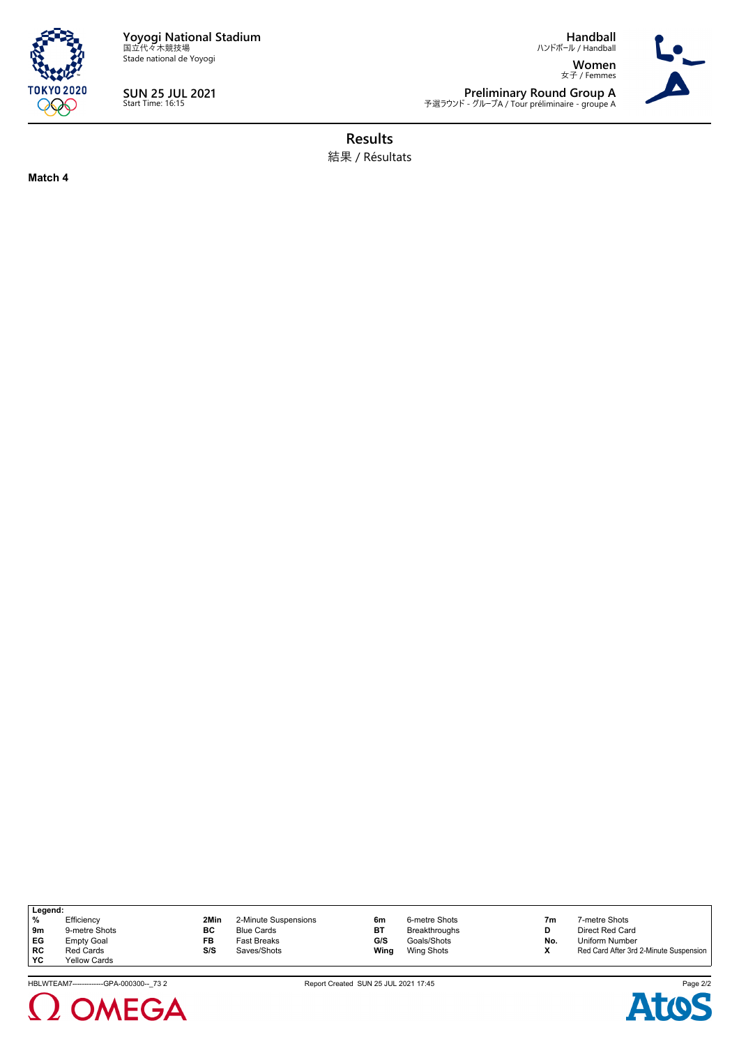**Results**

結果 / Résultats

**Match 4**

**Legend:**

| | | | | | | | |
|---|---|---|---|---|---|---|---|
| **%** | Efficiency | **2Min** | 2-Minute Suspensions | **6m** | 6-metre Shots | **7m** | 7-metre Shots |
| **9m** | 9-metre Shots | **BC** | Blue Cards | **BT** | Breakthroughs | **D** | Direct Red Card |
| **EG** | Empty Goal | **FB** | Fast Breaks | **G/S** | Goals/Shots | **No.** | Uniform Number |
| **RC** | Red Cards | **S/S** | Saves/Shots | **Wing** | Wing Shots | **X** | Red Card After 3rd 2-Minute Suspension |
| **YC** | Yellow Cards | | | | | | |

HBLWTEAM7--------------GPA-000300--_73 2

Report Created SUN 25 JUL 2021 17:45